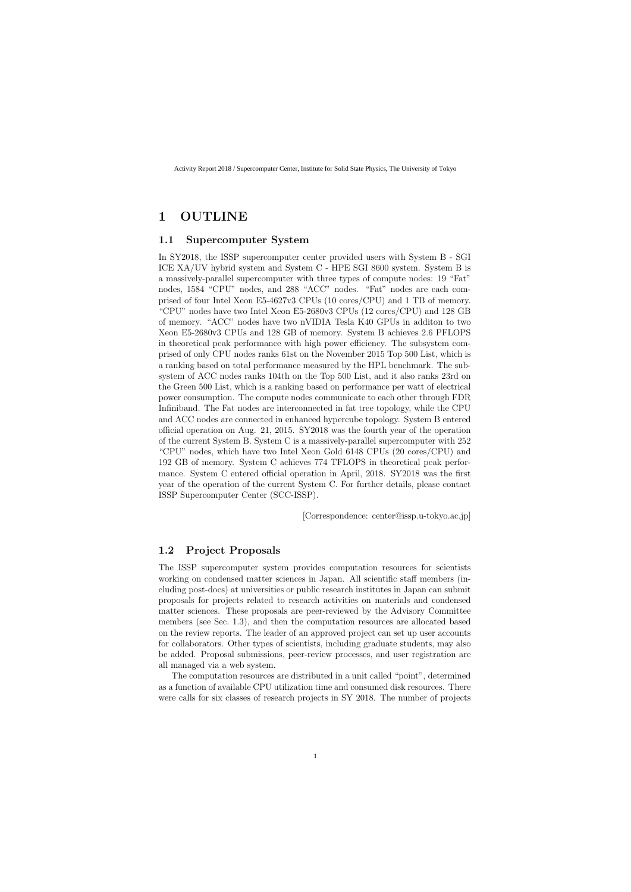# 1 OUTLINE

## 1.1 Supercomputer System

In SY2018, the ISSP supercomputer center provided users with System B - SGI ICE XA/UV hybrid system and System C - HPE SGI 8600 system. System B is a massively-parallel supercomputer with three types of compute nodes: 19 "Fat" nodes, 1584 "CPU" nodes, and 288 "ACC" nodes. "Fat" nodes are each comprised of four Intel Xeon E5-4627v3 CPUs (10 cores/CPU) and 1 TB of memory. "CPU" nodes have two Intel Xeon E5-2680v3 CPUs (12 cores/CPU) and 128 GB of memory. "ACC" nodes have two nVIDIA Tesla K40 GPUs in additon to two Xeon E5-2680v3 CPUs and 128 GB of memory. System B achieves 2.6 PFLOPS in theoretical peak performance with high power efficiency. The subsystem comprised of only CPU nodes ranks 61st on the November 2015 Top 500 List, which is a ranking based on total performance measured by the HPL benchmark. The subsystem of ACC nodes ranks 104th on the Top 500 List, and it also ranks 23rd on the Green 500 List, which is a ranking based on performance per watt of electrical power consumption. The compute nodes communicate to each other through FDR Infiniband. The Fat nodes are interconnected in fat tree topology, while the CPU and ACC nodes are connected in enhanced hypercube topology. System B entered official operation on Aug. 21, 2015. SY2018 was the fourth year of the operation of the current System B. System C is a massively-parallel supercomputer with 252 "CPU" nodes, which have two Intel Xeon Gold 6148 CPUs (20 cores/CPU) and 192 GB of memory. System C achieves 774 TFLOPS in theoretical peak performance. System C entered official operation in April, 2018. SY2018 was the first year of the operation of the current System C. For further details, please contact ISSP Supercomputer Center (SCC-ISSP).

[Correspondence: center@issp.u-tokyo.ac.jp]

## 1.2 Project Proposals

The ISSP supercomputer system provides computation resources for scientists working on condensed matter sciences in Japan. All scientific staff members (including post-docs) at universities or public research institutes in Japan can submit proposals for projects related to research activities on materials and condensed matter sciences. These proposals are peer-reviewed by the Advisory Committee members (see Sec. 1.3), and then the computation resources are allocated based on the review reports. The leader of an approved project can set up user accounts for collaborators. Other types of scientists, including graduate students, may also be added. Proposal submissions, peer-review processes, and user registration are all managed via a web system.

The computation resources are distributed in a unit called "point", determined as a function of available CPU utilization time and consumed disk resources. There were calls for six classes of research projects in SY 2018. The number of projects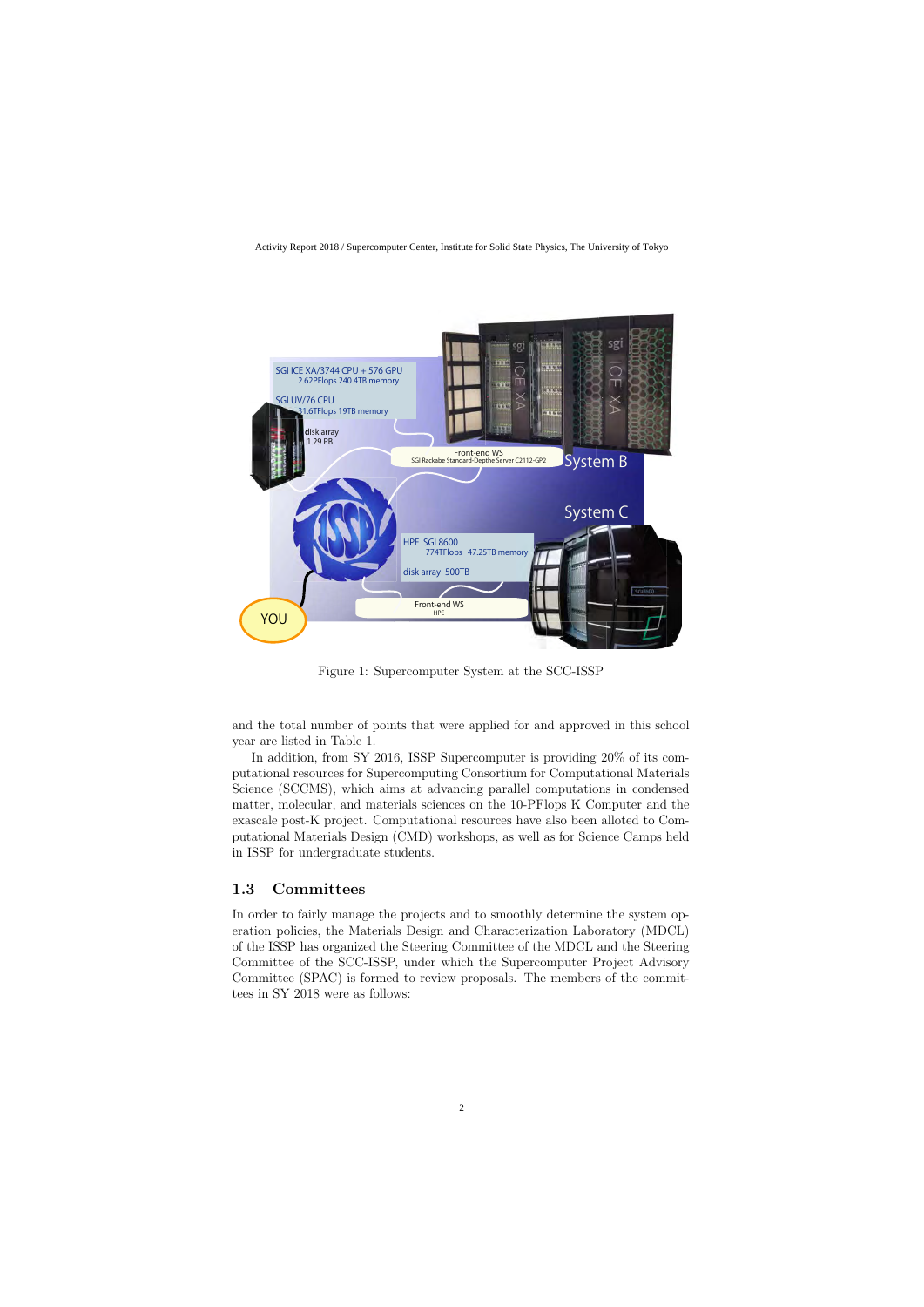Figure 1: Supercomputer System at the SCC-ISSP

and the total number of points that were applied for and approved in this school year are listed in Table 1.

In addition, from SY 2016, ISSP Supercomputer is providing 20% of its computational resources for Supercomputing Consortium for Computational Materials Science (SCCMS), which aims at advancing parallel computations in condensed matter, molecular, and materials sciences on the 10-PFlops K Computer and the exascale post-K project. Computational resources have also been alloted to Computational Materials Design (CMD) workshops, as well as for Science Camps held in ISSP for undergraduate students.

## 1.3 Committees

In order to fairly manage the projects and to smoothly determine the system operation policies, the Materials Design and Characterization Laboratory (MDCL) of the ISSP has organized the Steering Committee of the MDCL and the Steering Committee of the SCC-ISSP, under which the Supercomputer Project Advisory Committee (SPAC) is formed to review proposals. The members of the committees in SY 2018 were as follows: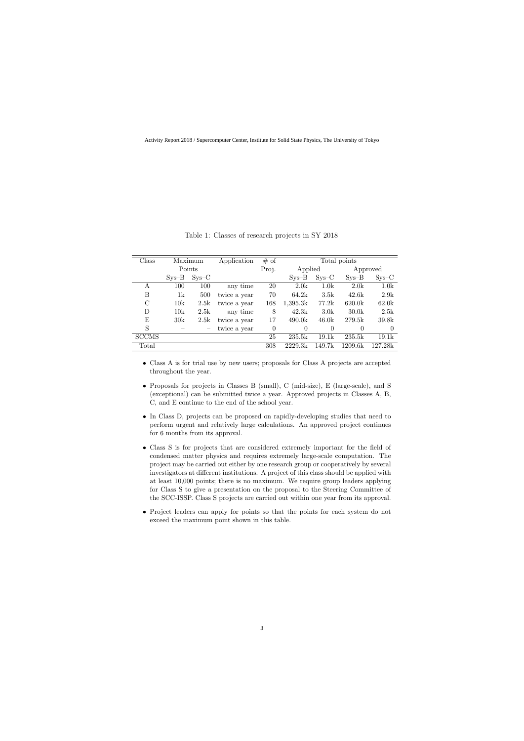Table 1: Classes of research projects in SY 2018

| Class | Maximum Points | | Application | # of Proj. | Total points | | | |
|---|---|---|---|---|---|---|---|---|
| | | | | | Applied | | Approved | |
| | Sys–B | Sys–C | | | Sys–B | Sys–C | Sys–B | Sys–C |
| A | 100 | 100 | any time | 20 | 2.0k | 1.0k | 2.0k | 1.0k |
| B | 1k | 500 | twice a year | 70 | 64.2k | 3.5k | 42.6k | 2.9k |
| C | 10k | 2.5k | twice a year | 168 | 1,395.3k | 77.2k | 620.0k | 62.0k |
| D | 10k | 2.5k | any time | 8 | 42.3k | 3.0k | 30.0k | 2.5k |
| E | 30k | 2.5k | twice a year | 17 | 490.0k | 46.0k | 279.5k | 39.8k |
| S | – | – | twice a year | 0 | 0 | 0 | 0 | 0 |
| SCCMS | | | | 25 | 235.5k | 19.1k | 235.5k | 19.1k |
| Total | | | | 308 | 2229.3k | 149.7k | 1209.6k | 127.28k |

- Class A is for trial use by new users; proposals for Class A projects are accepted throughout the year.
- Proposals for projects in Classes B (small), C (mid-size), E (large-scale), and S (exceptional) can be submitted twice a year. Approved projects in Classes A, B, C, and E continue to the end of the school year.
- In Class D, projects can be proposed on rapidly-developing studies that need to perform urgent and relatively large calculations. An approved project continues for 6 months from its approval.
- Class S is for projects that are considered extremely important for the field of condensed matter physics and requires extremely large-scale computation. The project may be carried out either by one research group or cooperatively by several investigators at different institutions. A project of this class should be applied with at least 10,000 points; there is no maximum. We require group leaders applying for Class S to give a presentation on the proposal to the Steering Committee of the SCC-ISSP. Class S projects are carried out within one year from its approval.
- Project leaders can apply for points so that the points for each system do not exceed the maximum point shown in this table.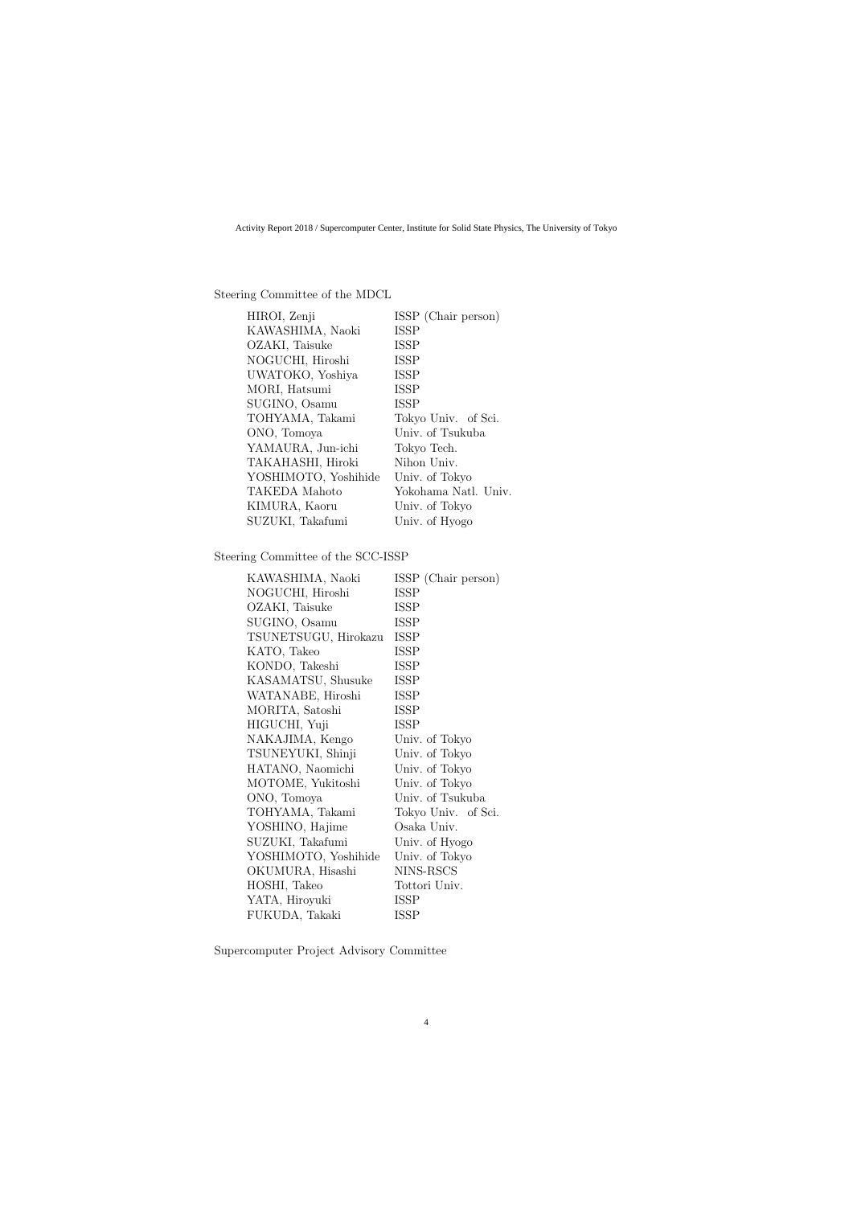Steering Committee of the MDCL

| | |
|---|---|
| HIROI, Zenji | ISSP (Chair person) |
| KAWASHIMA, Naoki | ISSP |
| OZAKI, Taisuke | ISSP |
| NOGUCHI, Hiroshi | ISSP |
| UWATOKO, Yoshiya | ISSP |
| MORI, Hatsumi | ISSP |
| SUGINO, Osamu | ISSP |
| TOHYAMA, Takami | Tokyo Univ. of Sci. |
| ONO, Tomoya | Univ. of Tsukuba |
| YAMAURA, Jun-ichi | Tokyo Tech. |
| TAKAHASHI, Hiroki | Nihon Univ. |
| YOSHIMOTO, Yoshihide | Univ. of Tokyo |
| TAKEDA Mahoto | Yokohama Natl. Univ. |
| KIMURA, Kaoru | Univ. of Tokyo |
| SUZUKI, Takafumi | Univ. of Hyogo |

Steering Committee of the SCC-ISSP

| | |
|---|---|
| KAWASHIMA, Naoki | ISSP (Chair person) |
| NOGUCHI, Hiroshi | ISSP |
| OZAKI, Taisuke | ISSP |
| SUGINO, Osamu | ISSP |
| TSUNETSUGU, Hirokazu | ISSP |
| KATO, Takeo | ISSP |
| KONDO, Takeshi | ISSP |
| KASAMATSU, Shusuke | ISSP |
| WATANABE, Hiroshi | ISSP |
| MORITA, Satoshi | ISSP |
| HIGUCHI, Yuji | ISSP |
| NAKAJIMA, Kengo | Univ. of Tokyo |
| TSUNEYUKI, Shinji | Univ. of Tokyo |
| HATANO, Naomichi | Univ. of Tokyo |
| MOTOME, Yukitoshi | Univ. of Tokyo |
| ONO, Tomoya | Univ. of Tsukuba |
| TOHYAMA, Takami | Tokyo Univ. of Sci. |
| YOSHINO, Hajime | Osaka Univ. |
| SUZUKI, Takafumi | Univ. of Hyogo |
| YOSHIMOTO, Yoshihide | Univ. of Tokyo |
| OKUMURA, Hisashi | NINS-RSCS |
| HOSHI, Takeo | Tottori Univ. |
| YATA, Hiroyuki | ISSP |
| FUKUDA, Takaki | ISSP |

Supercomputer Project Advisory Committee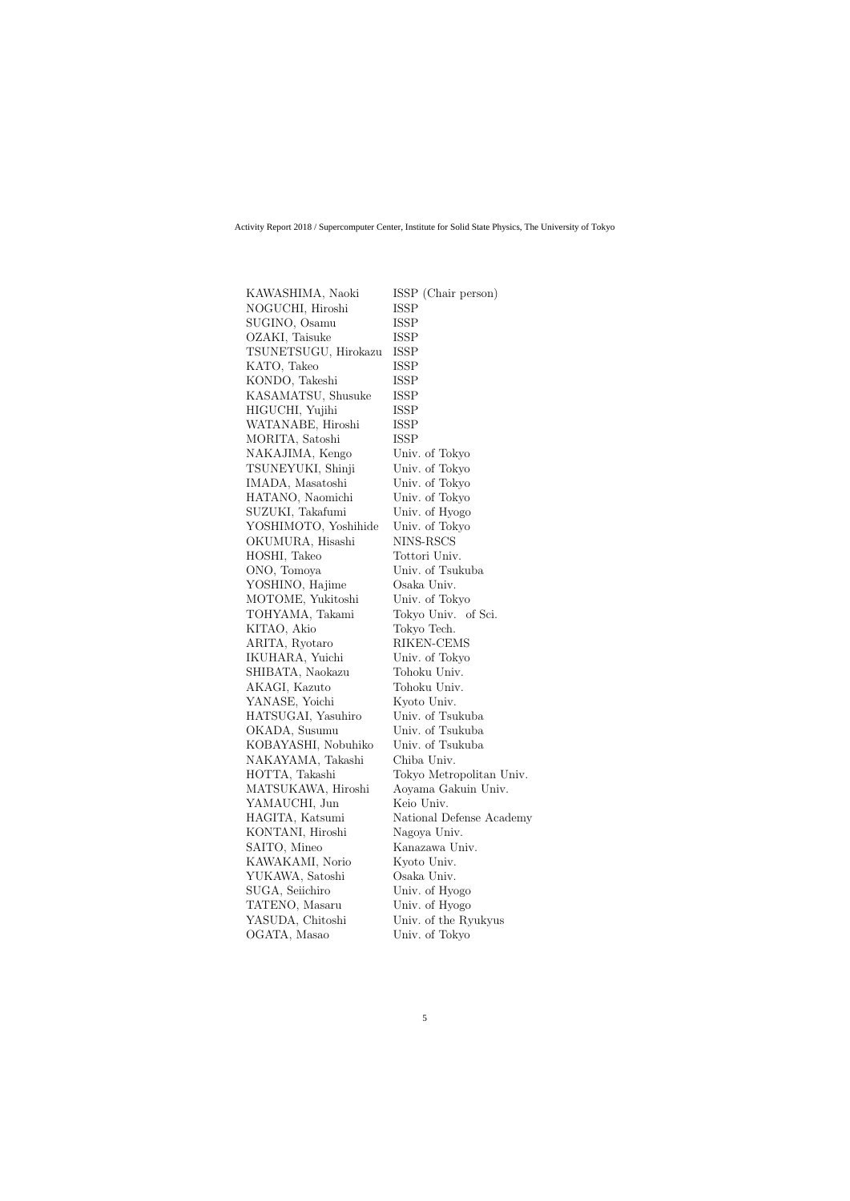| | |
|---|---|
| KAWASHIMA, Naoki | ISSP (Chair person) |
| NOGUCHI, Hiroshi | ISSP |
| SUGINO, Osamu | ISSP |
| OZAKI, Taisuke | ISSP |
| TSUNETSUGU, Hirokazu | ISSP |
| KATO, Takeo | ISSP |
| KONDO, Takeshi | ISSP |
| KASAMATSU, Shusuke | ISSP |
| HIGUCHI, Yujihi | ISSP |
| WATANABE, Hiroshi | ISSP |
| MORITA, Satoshi | ISSP |
| NAKAJIMA, Kengo | Univ. of Tokyo |
| TSUNEYUKI, Shinji | Univ. of Tokyo |
| IMADA, Masatoshi | Univ. of Tokyo |
| HATANO, Naomichi | Univ. of Tokyo |
| SUZUKI, Takafumi | Univ. of Hyogo |
| YOSHIMOTO, Yoshihide | Univ. of Tokyo |
| OKUMURA, Hisashi | NINS-RSCS |
| HOSHI, Takeo | Tottori Univ. |
| ONO, Tomoya | Univ. of Tsukuba |
| YOSHINO, Hajime | Osaka Univ. |
| MOTOME, Yukitoshi | Univ. of Tokyo |
| TOHYAMA, Takami | Tokyo Univ. of Sci. |
| KITAO, Akio | Tokyo Tech. |
| ARITA, Ryotaro | RIKEN-CEMS |
| IKUHARA, Yuichi | Univ. of Tokyo |
| SHIBATA, Naokazu | Tohoku Univ. |
| AKAGI, Kazuto | Tohoku Univ. |
| YANASE, Yoichi | Kyoto Univ. |
| HATSUGAI, Yasuhiro | Univ. of Tsukuba |
| OKADA, Susumu | Univ. of Tsukuba |
| KOBAYASHI, Nobuhiko | Univ. of Tsukuba |
| NAKAYAMA, Takashi | Chiba Univ. |
| HOTTA, Takashi | Tokyo Metropolitan Univ. |
| MATSUKAWA, Hiroshi | Aoyama Gakuin Univ. |
| YAMAUCHI, Jun | Keio Univ. |
| HAGITA, Katsumi | National Defense Academy |
| KONTANI, Hiroshi | Nagoya Univ. |
| SAITO, Mineo | Kanazawa Univ. |
| KAWAKAMI, Norio | Kyoto Univ. |
| YUKAWA, Satoshi | Osaka Univ. |
| SUGA, Seiichiro | Univ. of Hyogo |
| TATENO, Masaru | Univ. of Hyogo |
| YASUDA, Chitoshi | Univ. of the Ryukyus |
| OGATA, Masao | Univ. of Tokyo |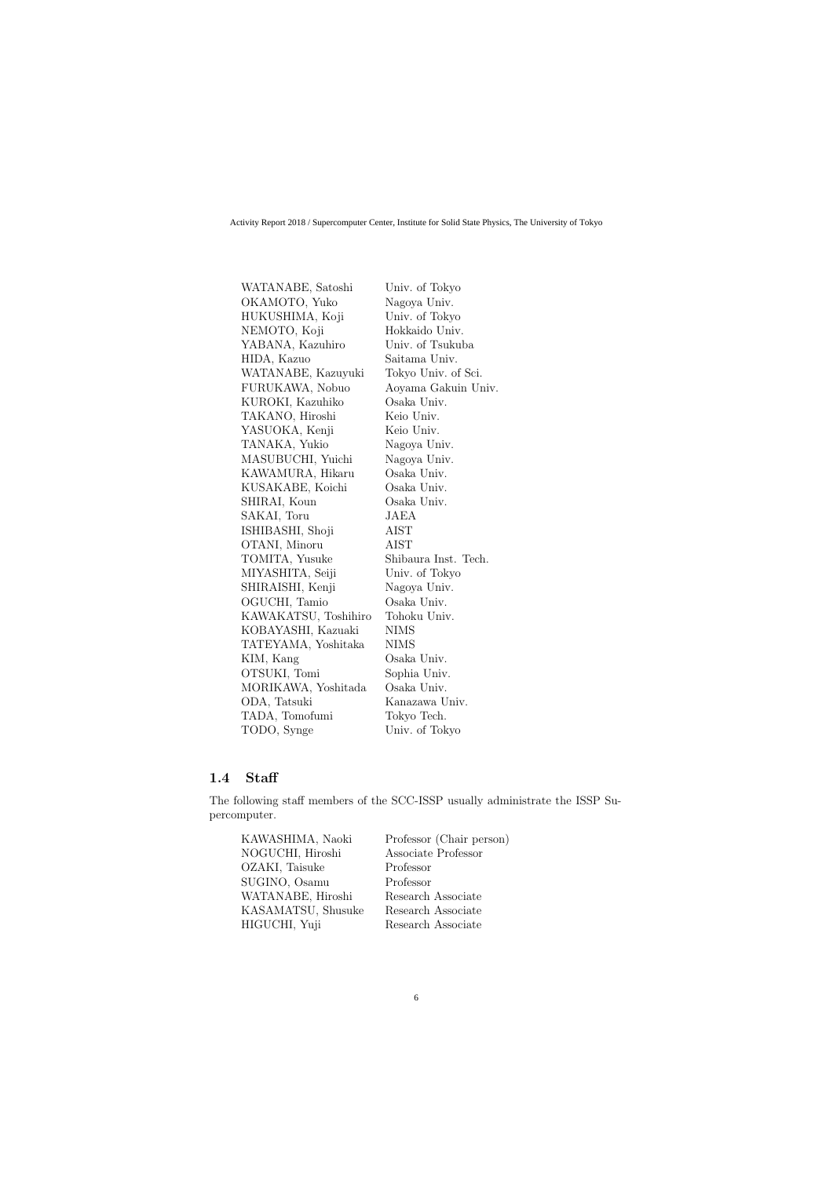| | |
|---|---|
| WATANABE, Satoshi | Univ. of Tokyo |
| OKAMOTO, Yuko | Nagoya Univ. |
| HUKUSHIMA, Koji | Univ. of Tokyo |
| NEMOTO, Koji | Hokkaido Univ. |
| YABANA, Kazuhiro | Univ. of Tsukuba |
| HIDA, Kazuo | Saitama Univ. |
| WATANABE, Kazuyuki | Tokyo Univ. of Sci. |
| FURUKAWA, Nobuo | Aoyama Gakuin Univ. |
| KUROKI, Kazuhiko | Osaka Univ. |
| TAKANO, Hiroshi | Keio Univ. |
| YASUOKA, Kenji | Keio Univ. |
| TANAKA, Yukio | Nagoya Univ. |
| MASUBUCHI, Yuichi | Nagoya Univ. |
| KAWAMURA, Hikaru | Osaka Univ. |
| KUSAKABE, Koichi | Osaka Univ. |
| SHIRAI, Koun | Osaka Univ. |
| SAKAI, Toru | JAEA |
| ISHIBASHI, Shoji | AIST |
| OTANI, Minoru | AIST |
| TOMITA, Yusuke | Shibaura Inst. Tech. |
| MIYASHITA, Seiji | Univ. of Tokyo |
| SHIRAISHI, Kenji | Nagoya Univ. |
| OGUCHI, Tamio | Osaka Univ. |
| KAWAKATSU, Toshihiro | Tohoku Univ. |
| KOBAYASHI, Kazuaki | NIMS |
| TATEYAMA, Yoshitaka | NIMS |
| KIM, Kang | Osaka Univ. |
| OTSUKI, Tomi | Sophia Univ. |
| MORIKAWA, Yoshitada | Osaka Univ. |
| ODA, Tatsuki | Kanazawa Univ. |
| TADA, Tomofumi | Tokyo Tech. |
| TODO, Synge | Univ. of Tokyo |

## 1.4 Staff

The following staff members of the SCC-ISSP usually administrate the ISSP Supercomputer.

| | |
|---|---|
| KAWASHIMA, Naoki | Professor (Chair person) |
| NOGUCHI, Hiroshi | Associate Professor |
| OZAKI, Taisuke | Professor |
| SUGINO, Osamu | Professor |
| WATANABE, Hiroshi | Research Associate |
| KASAMATSU, Shusuke | Research Associate |
| HIGUCHI, Yuji | Research Associate |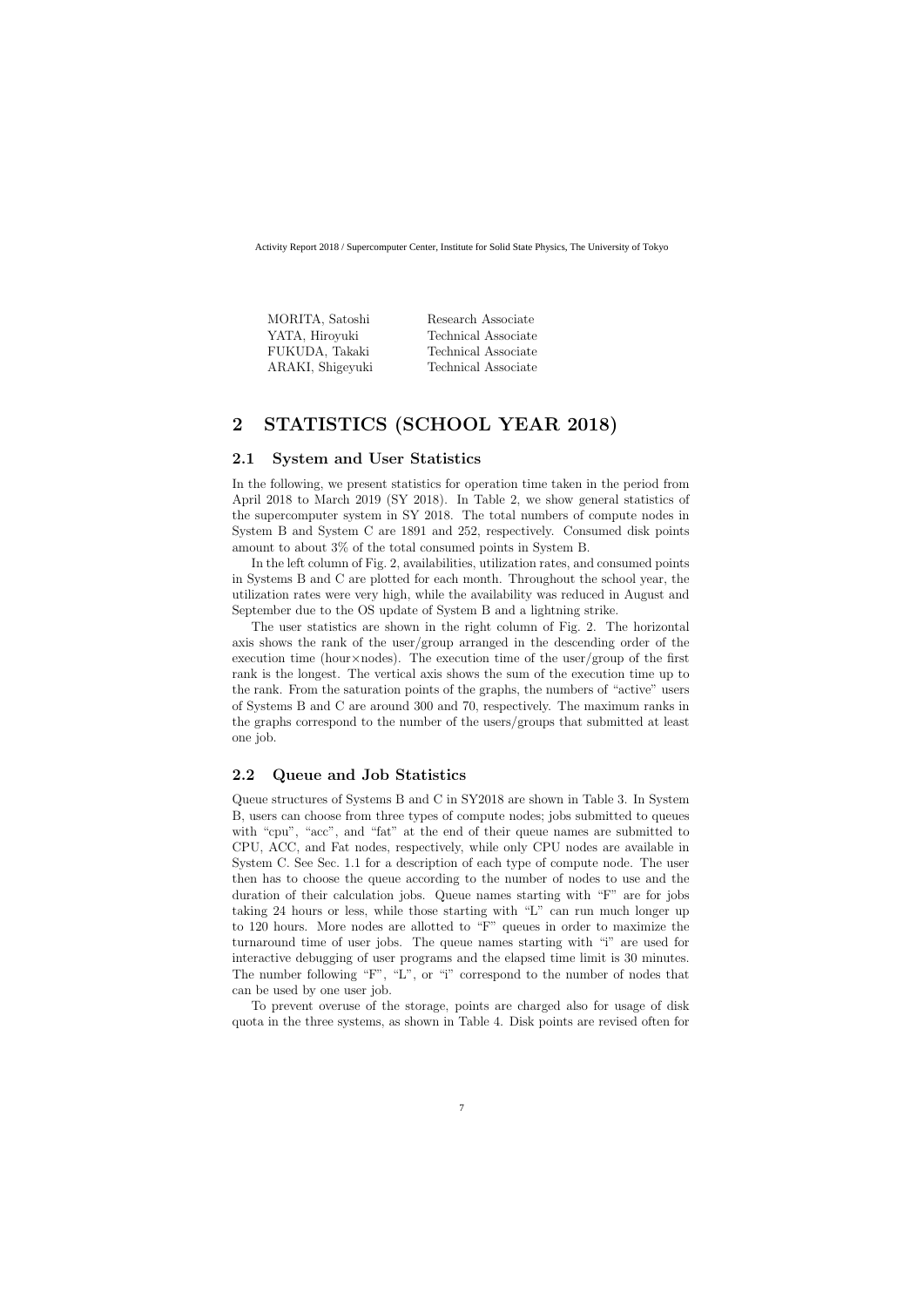| | |
|---|---|
| MORITA, Satoshi | Research Associate |
| YATA, Hiroyuki | Technical Associate |
| FUKUDA, Takaki | Technical Associate |
| ARAKI, Shigeyuki | Technical Associate |

# 2 STATISTICS (SCHOOL YEAR 2018)

## 2.1 System and User Statistics

In the following, we present statistics for operation time taken in the period from April 2018 to March 2019 (SY 2018). In Table 2, we show general statistics of the supercomputer system in SY 2018. The total numbers of compute nodes in System B and System C are 1891 and 252, respectively. Consumed disk points amount to about 3% of the total consumed points in System B.

In the left column of Fig. 2, availabilities, utilization rates, and consumed points in Systems B and C are plotted for each month. Throughout the school year, the utilization rates were very high, while the availability was reduced in August and September due to the OS update of System B and a lightning strike.

The user statistics are shown in the right column of Fig. 2. The horizontal axis shows the rank of the user/group arranged in the descending order of the execution time (hour×nodes). The execution time of the user/group of the first rank is the longest. The vertical axis shows the sum of the execution time up to the rank. From the saturation points of the graphs, the numbers of "active" users of Systems B and C are around 300 and 70, respectively. The maximum ranks in the graphs correspond to the number of the users/groups that submitted at least one job.

## 2.2 Queue and Job Statistics

Queue structures of Systems B and C in SY2018 are shown in Table 3. In System B, users can choose from three types of compute nodes; jobs submitted to queues with "cpu", "acc", and "fat" at the end of their queue names are submitted to CPU, ACC, and Fat nodes, respectively, while only CPU nodes are available in System C. See Sec. 1.1 for a description of each type of compute node. The user then has to choose the queue according to the number of nodes to use and the duration of their calculation jobs. Queue names starting with "F" are for jobs taking 24 hours or less, while those starting with "L" can run much longer up to 120 hours. More nodes are allotted to "F" queues in order to maximize the turnaround time of user jobs. The queue names starting with "i" are used for interactive debugging of user programs and the elapsed time limit is 30 minutes. The number following "F", "L", or "i" correspond to the number of nodes that can be used by one user job.

To prevent overuse of the storage, points are charged also for usage of disk quota in the three systems, as shown in Table 4. Disk points are revised often for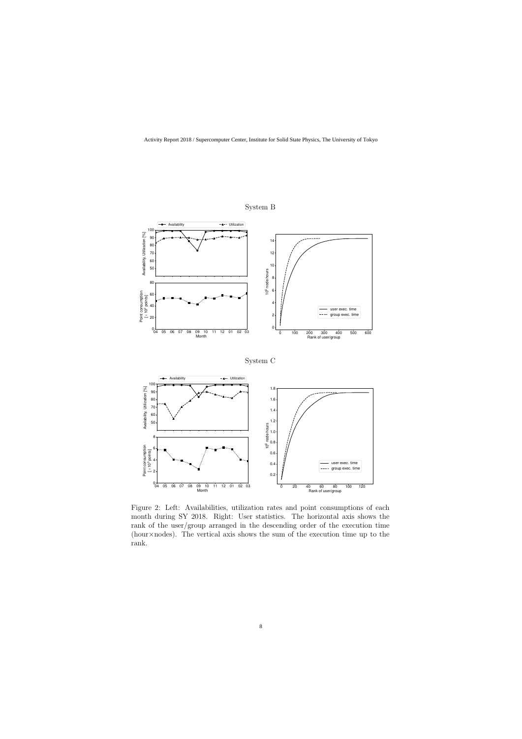System B

System C

Figure 2: Left: Availabilities, utilization rates and point consumptions of each month during SY 2018. Right: User statistics. The horizontal axis shows the rank of the user/group arranged in the descending order of the execution time (hour×nodes). The vertical axis shows the sum of the execution time up to the rank.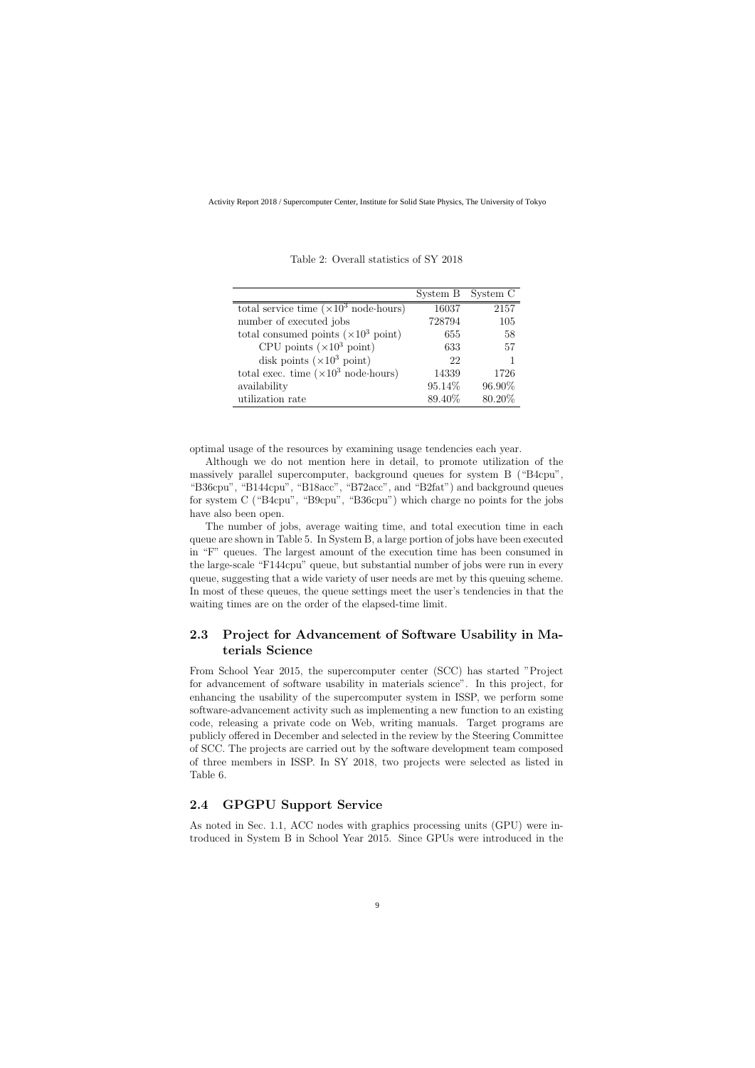Table 2: Overall statistics of SY 2018

| | System B | System C |
|---|---|---|
| total service time ($\times 10^3$ node·hours) | 16037 | 2157 |
| number of executed jobs | 728794 | 105 |
| total consumed points ($\times 10^3$ point) | 655 | 58 |
| CPU points ($\times 10^3$ point) | 633 | 57 |
| disk points ($\times 10^3$ point) | 22 | 1 |
| total exec. time ($\times 10^3$ node·hours) | 14339 | 1726 |
| availability | 95.14% | 96.90% |
| utilization rate | 89.40% | 80.20% |

optimal usage of the resources by examining usage tendencies each year.

Although we do not mention here in detail, to promote utilization of the massively parallel supercomputer, background queues for system B ("B4cpu", "B36cpu", "B144cpu", "B18acc", "B72acc", and "B2fat") and background queues for system C ("B4cpu", "B9cpu", "B36cpu") which charge no points for the jobs have also been open.

The number of jobs, average waiting time, and total execution time in each queue are shown in Table 5. In System B, a large portion of jobs have been executed in "F" queues. The largest amount of the execution time has been consumed in the large-scale "F144cpu" queue, but substantial number of jobs were run in every queue, suggesting that a wide variety of user needs are met by this queuing scheme. In most of these queues, the queue settings meet the user's tendencies in that the waiting times are on the order of the elapsed-time limit.

## 2.3 Project for Advancement of Software Usability in Materials Science

From School Year 2015, the supercomputer center (SCC) has started "Project for advancement of software usability in materials science". In this project, for enhancing the usability of the supercomputer system in ISSP, we perform some software-advancement activity such as implementing a new function to an existing code, releasing a private code on Web, writing manuals. Target programs are publicly offered in December and selected in the review by the Steering Committee of SCC. The projects are carried out by the software development team composed of three members in ISSP. In SY 2018, two projects were selected as listed in Table 6.

## 2.4 GPGPU Support Service

As noted in Sec. 1.1, ACC nodes with graphics processing units (GPU) were introduced in System B in School Year 2015. Since GPUs were introduced in the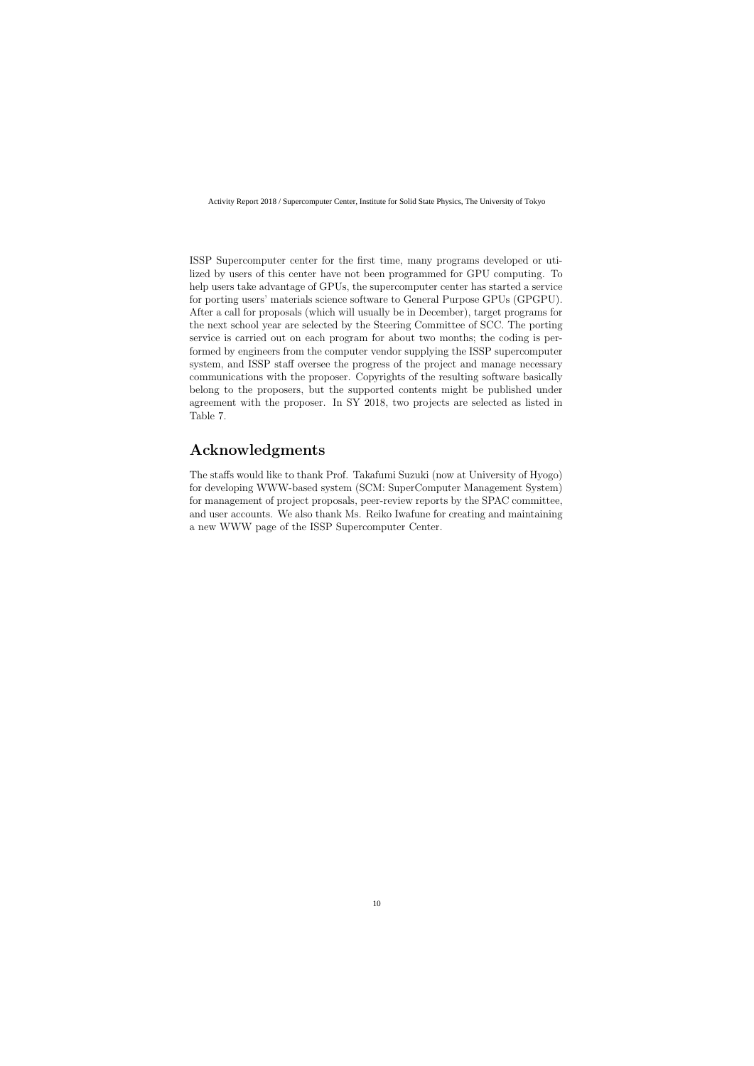ISSP Supercomputer center for the first time, many programs developed or utilized by users of this center have not been programmed for GPU computing. To help users take advantage of GPUs, the supercomputer center has started a service for porting users' materials science software to General Purpose GPUs (GPGPU). After a call for proposals (which will usually be in December), target programs for the next school year are selected by the Steering Committee of SCC. The porting service is carried out on each program for about two months; the coding is performed by engineers from the computer vendor supplying the ISSP supercomputer system, and ISSP staff oversee the progress of the project and manage necessary communications with the proposer. Copyrights of the resulting software basically belong to the proposers, but the supported contents might be published under agreement with the proposer. In SY 2018, two projects are selected as listed in Table 7.

## Acknowledgments

The staffs would like to thank Prof. Takafumi Suzuki (now at University of Hyogo) for developing WWW-based system (SCM: SuperComputer Management System) for management of project proposals, peer-review reports by the SPAC committee, and user accounts. We also thank Ms. Reiko Iwafune for creating and maintaining a new WWW page of the ISSP Supercomputer Center.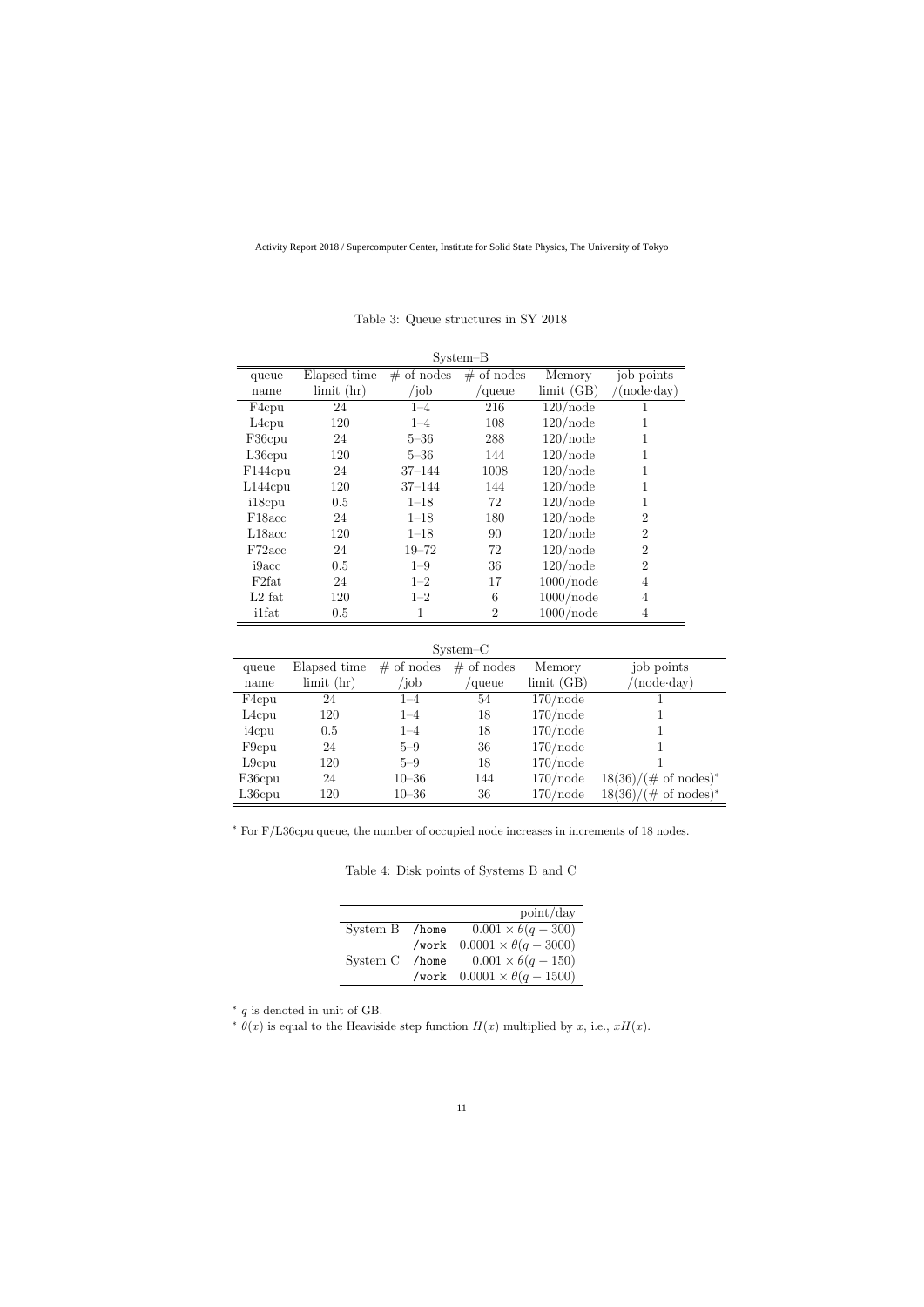Table 3: Queue structures in SY 2018

System–B

| queue name | Elapsed time limit (hr) | # of nodes /job | # of nodes /queue | Memory limit (GB) | job points /(node·day) |
|---|---|---|---|---|---|
| F4cpu | 24 | 1–4 | 216 | 120/node | 1 |
| L4cpu | 120 | 1–4 | 108 | 120/node | 1 |
| F36cpu | 24 | 5–36 | 288 | 120/node | 1 |
| L36cpu | 120 | 5–36 | 144 | 120/node | 1 |
| F144cpu | 24 | 37–144 | 1008 | 120/node | 1 |
| L144cpu | 120 | 37–144 | 144 | 120/node | 1 |
| i18cpu | 0.5 | 1–18 | 72 | 120/node | 1 |
| F18acc | 24 | 1–18 | 180 | 120/node | 2 |
| L18acc | 120 | 1–18 | 90 | 120/node | 2 |
| F72acc | 24 | 19–72 | 72 | 120/node | 2 |
| i9acc | 0.5 | 1–9 | 36 | 120/node | 2 |
| F2fat | 24 | 1–2 | 17 | 1000/node | 4 |
| L2 fat | 120 | 1–2 | 6 | 1000/node | 4 |
| i1fat | 0.5 | 1 | 2 | 1000/node | 4 |

System–C

| queue name | Elapsed time limit (hr) | # of nodes /job | # of nodes /queue | Memory limit (GB) | job points /(node·day) |
|---|---|---|---|---|---|
| F4cpu | 24 | 1–4 | 54 | 170/node | 1 |
| L4cpu | 120 | 1–4 | 18 | 170/node | 1 |
| i4cpu | 0.5 | 1–4 | 18 | 170/node | 1 |
| F9cpu | 24 | 5–9 | 36 | 170/node | 1 |
| L9cpu | 120 | 5–9 | 18 | 170/node | 1 |
| F36cpu | 24 | 10–36 | 144 | 170/node | 18(36)/(# of nodes)* |
| L36cpu | 120 | 10–36 | 36 | 170/node | 18(36)/(# of nodes)* |

* For F/L36cpu queue, the number of occupied node increases in increments of 18 nodes.

Table 4: Disk points of Systems B and C

| | | point/day |
|---|---|---|
| System B | `/home` | $0.001 \times \theta(q - 300)$ |
| | `/work` | $0.0001 \times \theta(q - 3000)$ |
| System C | `/home` | $0.001 \times \theta(q - 150)$ |
| | `/work` | $0.0001 \times \theta(q - 1500)$ |

* $q$ is denoted in unit of GB.

* $\theta(x)$ is equal to the Heaviside step function $H(x)$ multiplied by $x$, i.e., $xH(x)$.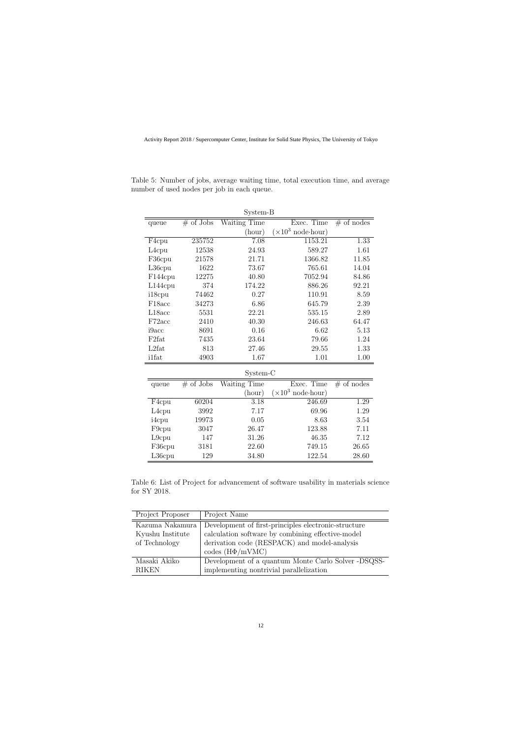Table 5: Number of jobs, average waiting time, total execution time, and average number of used nodes per job in each queue.

System-B

| queue | # of Jobs | Waiting Time (hour) | Exec. Time ($\times 10^3$ node·hour) | # of nodes |
|---|---|---|---|---|
| F4cpu | 235752 | 7.08 | 1153.21 | 1.33 |
| L4cpu | 12538 | 24.93 | 589.27 | 1.61 |
| F36cpu | 21578 | 21.71 | 1366.82 | 11.85 |
| L36cpu | 1622 | 73.67 | 765.61 | 14.04 |
| F144cpu | 12275 | 40.80 | 7052.94 | 84.86 |
| L144cpu | 374 | 174.22 | 886.26 | 92.21 |
| i18cpu | 74462 | 0.27 | 110.91 | 8.59 |
| F18acc | 34273 | 6.86 | 645.79 | 2.39 |
| L18acc | 5531 | 22.21 | 535.15 | 2.89 |
| F72acc | 2410 | 40.30 | 246.63 | 64.47 |
| i9acc | 8691 | 0.16 | 6.62 | 5.13 |
| F2fat | 7435 | 23.64 | 79.66 | 1.24 |
| L2fat | 813 | 27.46 | 29.55 | 1.33 |
| i1fat | 4903 | 1.67 | 1.01 | 1.00 |

System-C

| queue | # of Jobs | Waiting Time (hour) | Exec. Time ($\times 10^3$ node·hour) | # of nodes |
|---|---|---|---|---|
| F4cpu | 60204 | 3.18 | 246.69 | 1.29 |
| L4cpu | 3992 | 7.17 | 69.96 | 1.29 |
| i4cpu | 19973 | 0.05 | 8.63 | 3.54 |
| F9cpu | 3047 | 26.47 | 123.88 | 7.11 |
| L9cpu | 147 | 31.26 | 46.35 | 7.12 |
| F36cpu | 3181 | 22.60 | 749.15 | 26.65 |
| L36cpu | 129 | 34.80 | 122.54 | 28.60 |

Table 6: List of Project for advancement of software usability in materials science for SY 2018.

| Project Proposer | Project Name |
|---|---|
| Kazuma Nakamura<br>Kyushu Institute of Technology | Development of first-principles electronic-structure calculation software by combining effective-model derivation code (RESPACK) and model-analysis codes ($\mathcal{H}\Phi$/mVMC) |
| Masaki Akiko<br>RIKEN | Development of a quantum Monte Carlo Solver -DSQSS- implementing nontrivial parallelization |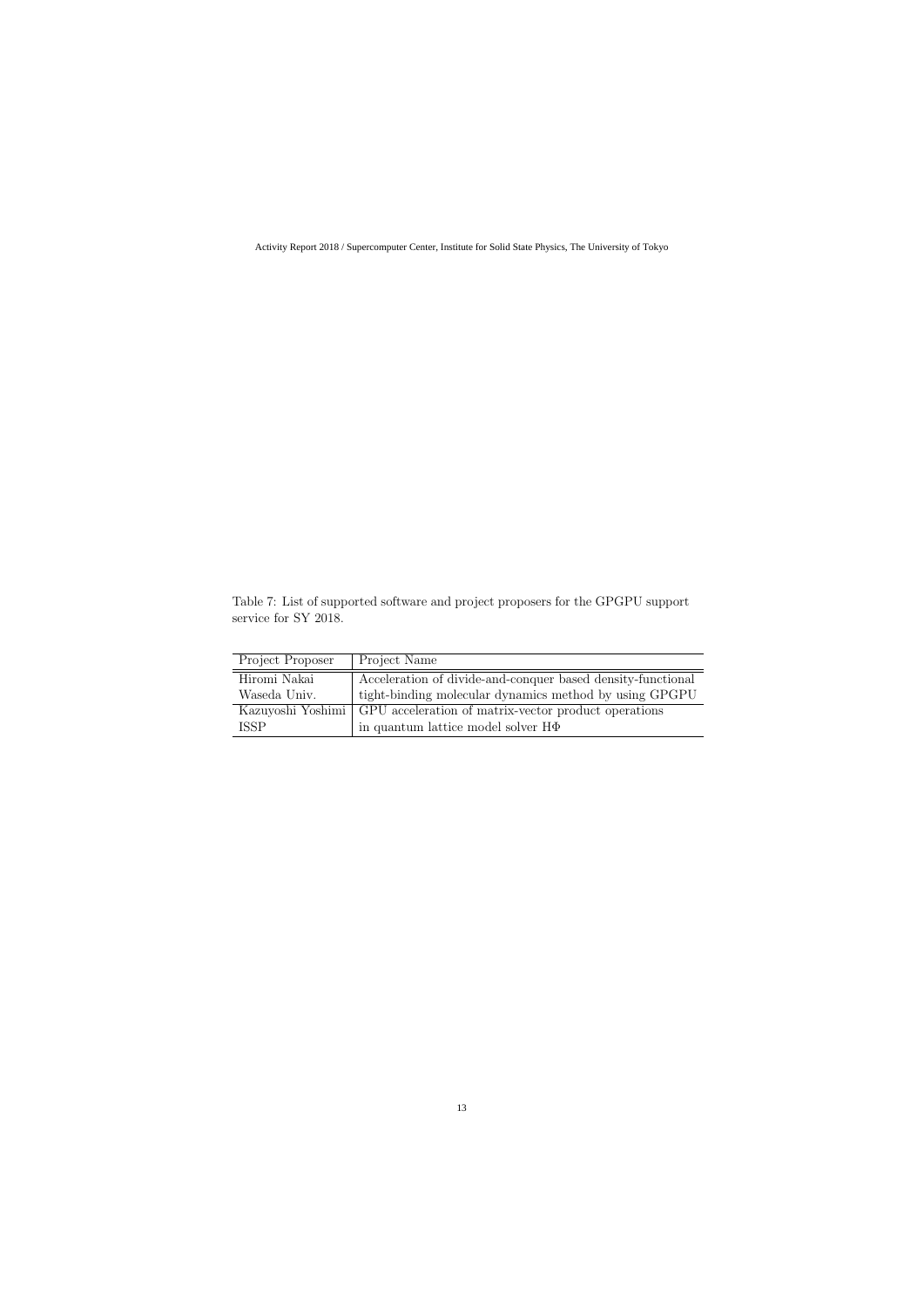Table 7: List of supported software and project proposers for the GPGPU support service for SY 2018.

| Project Proposer | Project Name |
| --- | --- |
| Hiromi Nakai<br>Waseda Univ. | Acceleration of divide-and-conquer based density-functional tight-binding molecular dynamics method by using GPGPU |
| Kazuyoshi Yoshimi<br>ISSP | GPU acceleration of matrix-vector product operations in quantum lattice model solver HΦ |